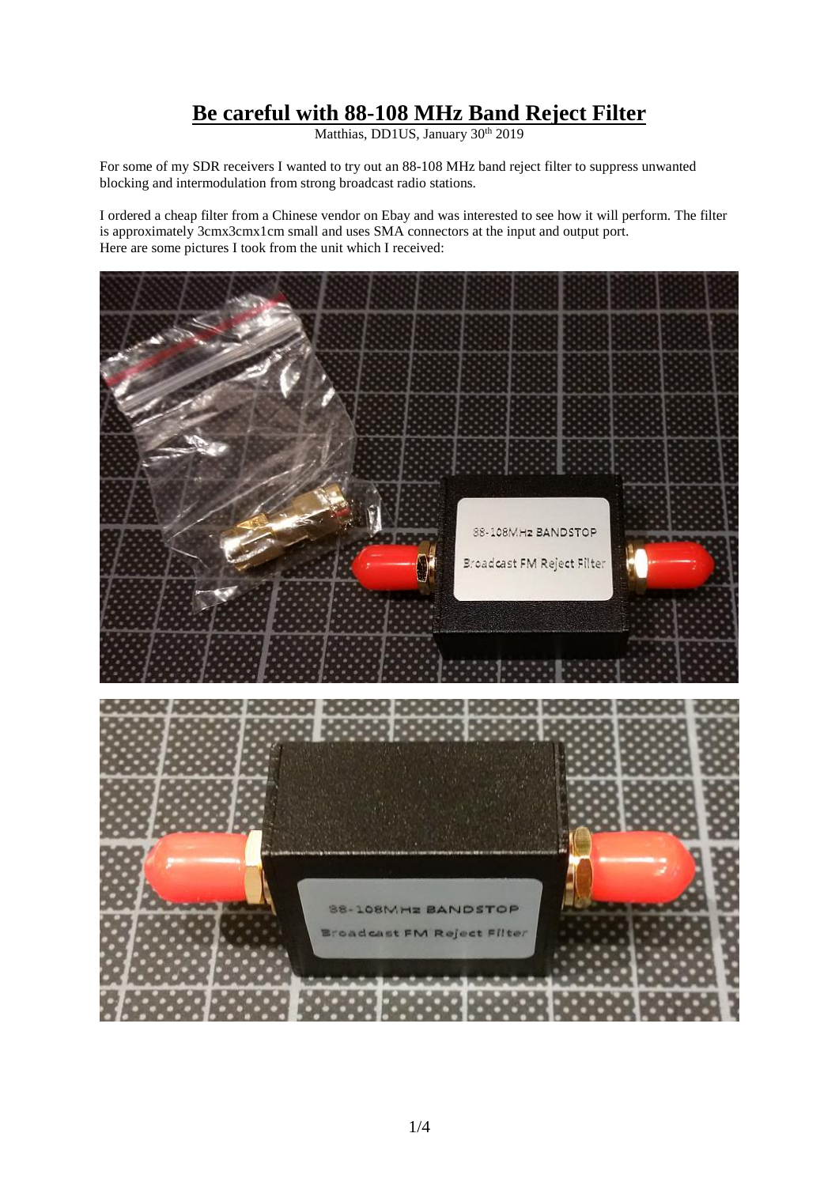# Be careful with 88-108 MHz Band Reject Filter

Matthias, DD1US, January 30th 2019

For some of my SDR receivers I wanted to try out an 88-108 MHz band reject filter to suppress unwanted blocking and intermodulation from strong broadcast radio stations.

I ordered a cheap filter from a Chinese vendor on Ebay and was interested to see how it will perform. The filter is approximately 3cmx3cmx1cm small and uses SMA connectors at the input and output port.
Here are some pictures I took from the unit which I received: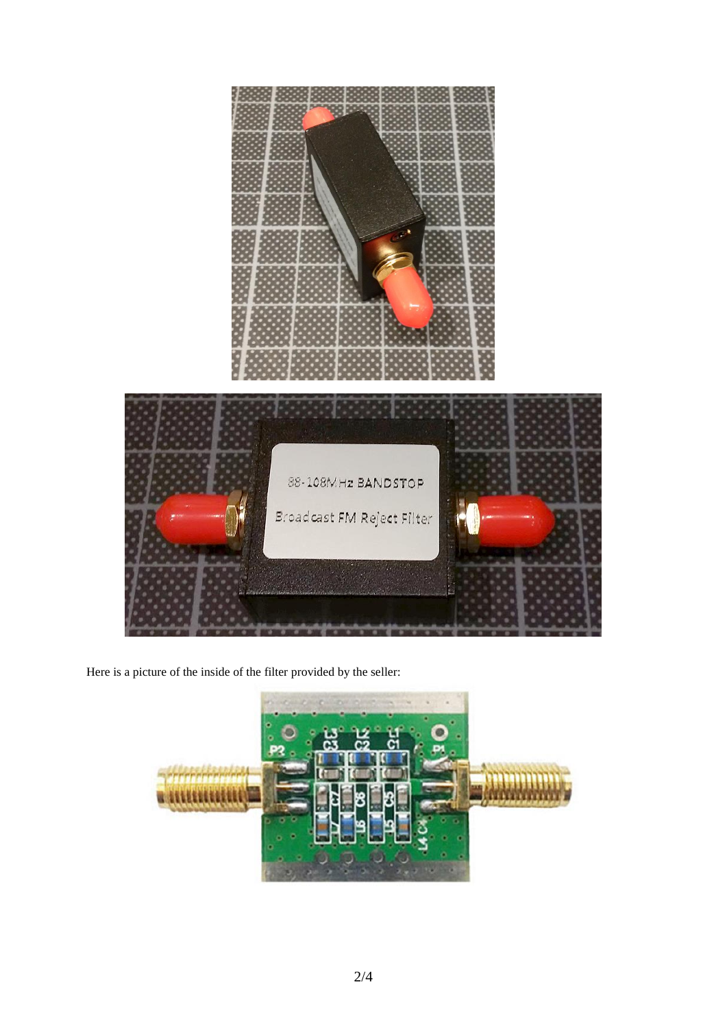Here is a picture of the inside of the filter provided by the seller: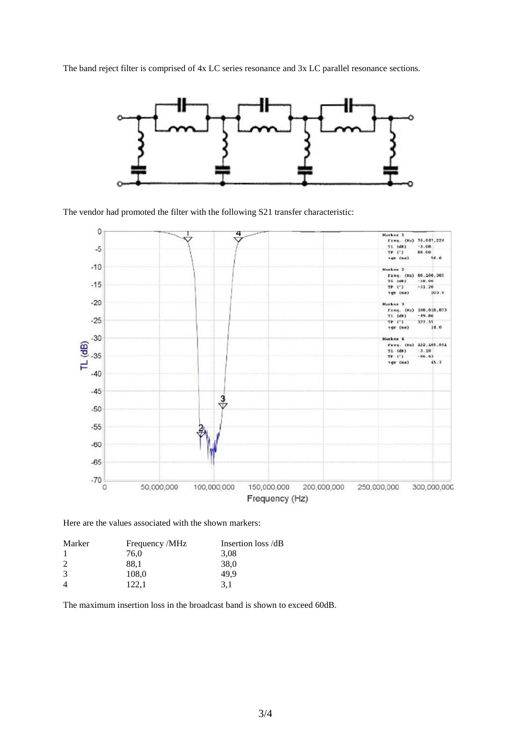The band reject filter is comprised of 4x LC series resonance and 3x LC parallel resonance sections.

The vendor had promoted the filter with the following S21 transfer characteristic:

Here are the values associated with the shown markers:

| Marker | Frequency /MHz | Insertion loss /dB |
|---|---|---|
| 1 | 76,0 | 3,08 |
| 2 | 88,1 | 38,0 |
| 3 | 108,0 | 49,9 |
| 4 | 122,1 | 3,1 |

The maximum insertion loss in the broadcast band is shown to exceed 60dB.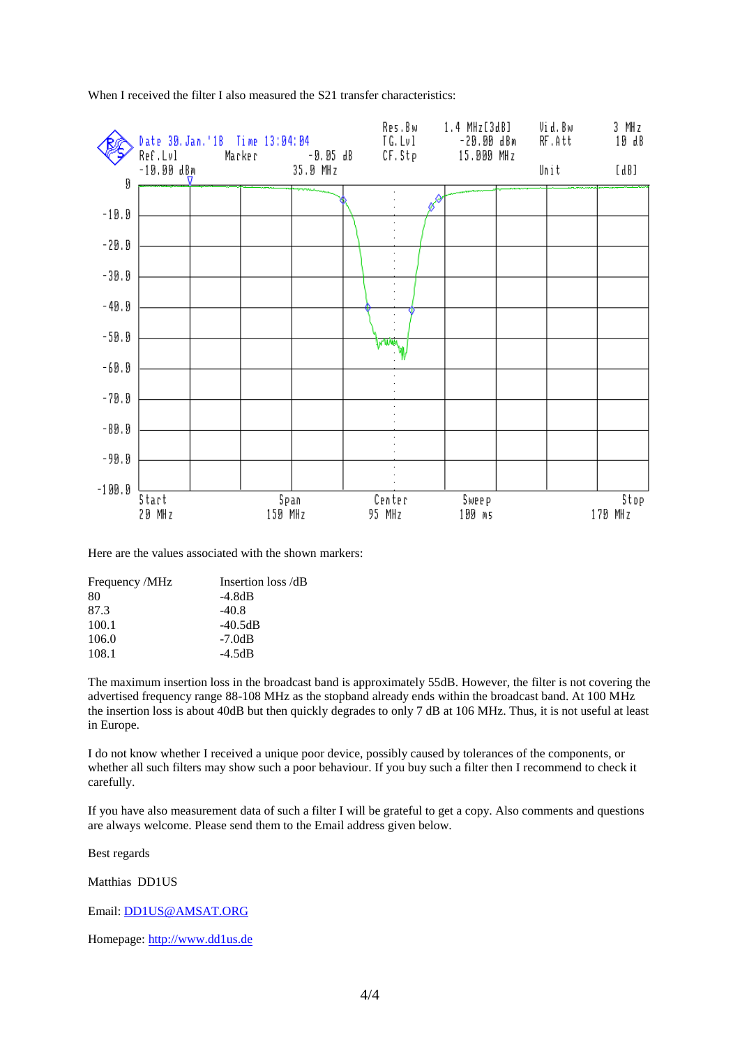When I received the filter I also measured the S21 transfer characteristics:

Date 30.Jan.'18 Time 13:04:04

Ref.Lvl -10.00 dBm

Marker -0.05 dB 35.0 MHz

Res.Bw 1.4 MHz[3dB]

TG.Lvl -20.00 dBm

CF.Stp 15.000 MHz

Vid.Bw 3 MHz

RF.Att 10 dB

Unit [dB]

0

-10.0

-20.0

-30.0

-40.0

-50.0

-60.0

-70.0

-80.0

-90.0

-100.0

Start 20 MHz

Span 150 MHz

Center 95 MHz

Sweep 100 ms

Stop 170 MHz

Here are the values associated with the shown markers:

| Frequency /MHz | Insertion loss /dB |
|---|---|
| 80 | -4.8dB |
| 87.3 | -40.8 |
| 100.1 | -40.5dB |
| 106.0 | -7.0dB |
| 108.1 | -4.5dB |

The maximum insertion loss in the broadcast band is approximately 55dB. However, the filter is not covering the advertised frequency range 88-108 MHz as the stopband already ends within the broadcast band. At 100 MHz the insertion loss is about 40dB but then quickly degrades to only 7 dB at 106 MHz. Thus, it is not useful at least in Europe.

I do not know whether I received a unique poor device, possibly caused by tolerances of the components, or whether all such filters may show such a poor behaviour. If you buy such a filter then I recommend to check it carefully.

If you have also measurement data of such a filter I will be grateful to get a copy. Also comments and questions are always welcome. Please send them to the Email address given below.

Best regards

Matthias DD1US

Email: DD1US@AMSAT.ORG

Homepage: http://www.dd1us.de